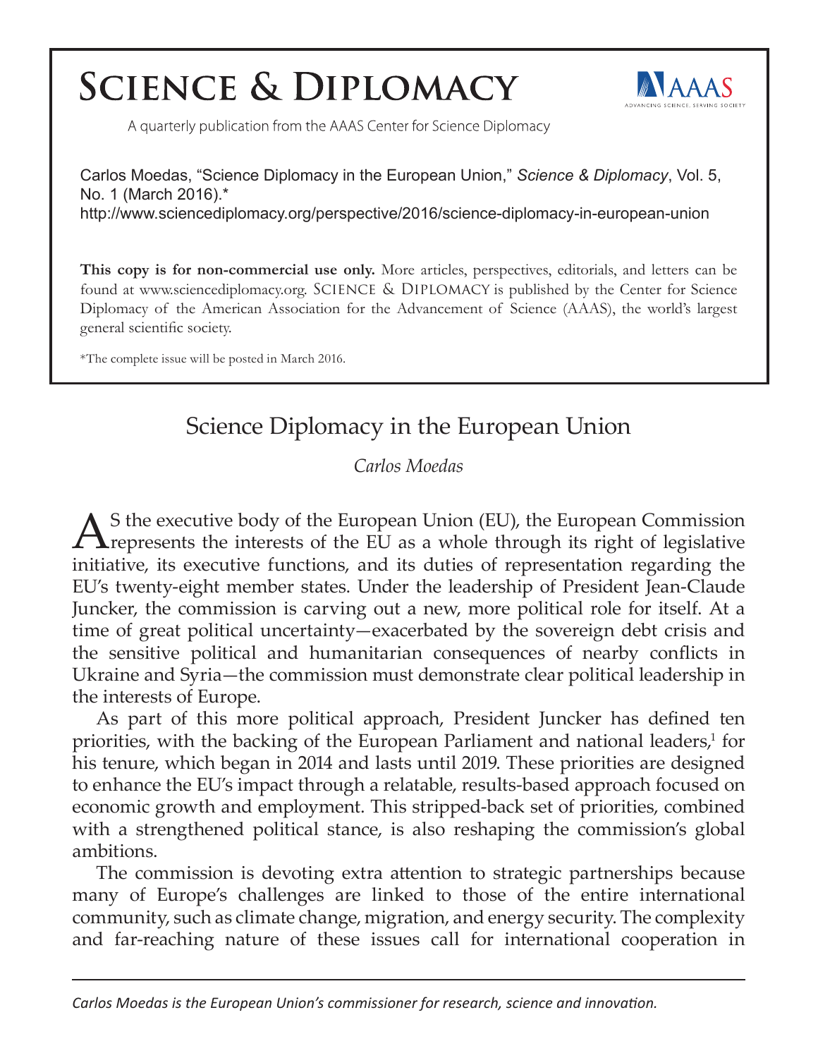# SCIENCE & DIPLOMACY

A quarterly publication from the AAAS Center for Science Diplomacy

Carlos Moedas, "Science Diplomacy in the European Union," *Science & Diplomacy*, Vol. 5, No. 1 (March 2016).*
http://www.sciencediplomacy.org/perspective/2016/science-diplomacy-in-european-union

**This copy is for non-commercial use only.** More articles, perspectives, editorials, and letters can be found at www.sciencediplomacy.org. SCIENCE & DIPLOMACY is published by the Center for Science Diplomacy of the American Association for the Advancement of Science (AAAS), the world's largest general scientific society.

*The complete issue will be posted in March 2016.

## Science Diplomacy in the European Union

*Carlos Moedas*

As the executive body of the European Union (EU), the European Commission represents the interests of the EU as a whole through its right of legislative initiative, its executive functions, and its duties of representation regarding the EU's twenty-eight member states. Under the leadership of President Jean-Claude Juncker, the commission is carving out a new, more political role for itself. At a time of great political uncertainty—exacerbated by the sovereign debt crisis and the sensitive political and humanitarian consequences of nearby conflicts in Ukraine and Syria—the commission must demonstrate clear political leadership in the interests of Europe.

As part of this more political approach, President Juncker has defined ten priorities, with the backing of the European Parliament and national leaders,[1] for his tenure, which began in 2014 and lasts until 2019. These priorities are designed to enhance the EU's impact through a relatable, results-based approach focused on economic growth and employment. This stripped-back set of priorities, combined with a strengthened political stance, is also reshaping the commission's global ambitions.

The commission is devoting extra attention to strategic partnerships because many of Europe's challenges are linked to those of the entire international community, such as climate change, migration, and energy security. The complexity and far-reaching nature of these issues call for international cooperation in

*Carlos Moedas is the European Union's commissioner for research, science and innovation.*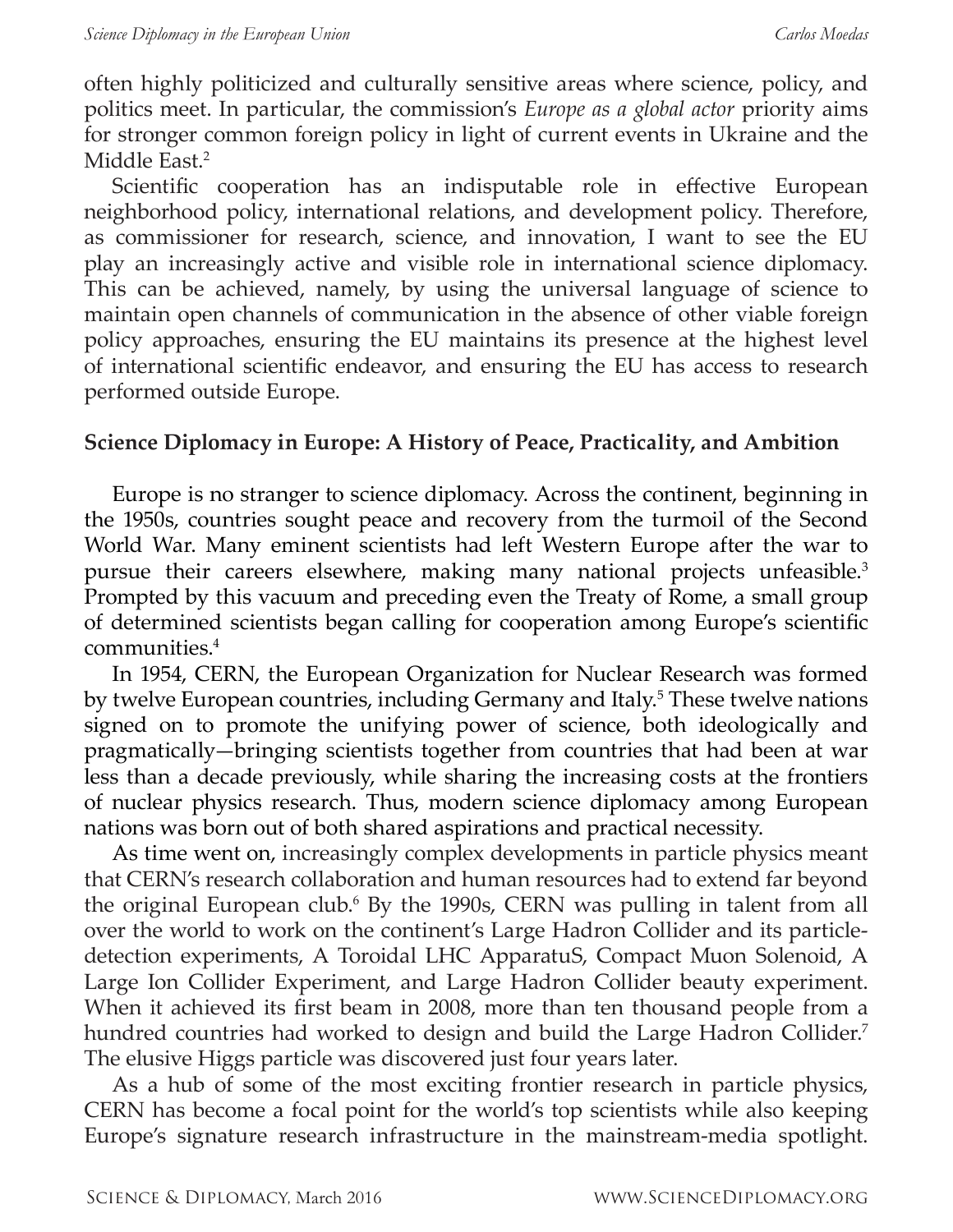often highly politicized and culturally sensitive areas where science, policy, and politics meet. In particular, the commission's *Europe as a global actor* priority aims for stronger common foreign policy in light of current events in Ukraine and the Middle East.[2]

Scientific cooperation has an indisputable role in effective European neighborhood policy, international relations, and development policy. Therefore, as commissioner for research, science, and innovation, I want to see the EU play an increasingly active and visible role in international science diplomacy. This can be achieved, namely, by using the universal language of science to maintain open channels of communication in the absence of other viable foreign policy approaches, ensuring the EU maintains its presence at the highest level of international scientific endeavor, and ensuring the EU has access to research performed outside Europe.

## Science Diplomacy in Europe: A History of Peace, Practicality, and Ambition

Europe is no stranger to science diplomacy. Across the continent, beginning in the 1950s, countries sought peace and recovery from the turmoil of the Second World War. Many eminent scientists had left Western Europe after the war to pursue their careers elsewhere, making many national projects unfeasible.[3] Prompted by this vacuum and preceding even the Treaty of Rome, a small group of determined scientists began calling for cooperation among Europe's scientific communities.[4]

In 1954, CERN, the European Organization for Nuclear Research was formed by twelve European countries, including Germany and Italy.[5] These twelve nations signed on to promote the unifying power of science, both ideologically and pragmatically—bringing scientists together from countries that had been at war less than a decade previously, while sharing the increasing costs at the frontiers of nuclear physics research. Thus, modern science diplomacy among European nations was born out of both shared aspirations and practical necessity.

As time went on, increasingly complex developments in particle physics meant that CERN's research collaboration and human resources had to extend far beyond the original European club.[6] By the 1990s, CERN was pulling in talent from all over the world to work on the continent's Large Hadron Collider and its particle-detection experiments, A Toroidal LHC ApparatuS, Compact Muon Solenoid, A Large Ion Collider Experiment, and Large Hadron Collider beauty experiment. When it achieved its first beam in 2008, more than ten thousand people from a hundred countries had worked to design and build the Large Hadron Collider.[7] The elusive Higgs particle was discovered just four years later.

As a hub of some of the most exciting frontier research in particle physics, CERN has become a focal point for the world's top scientists while also keeping Europe's signature research infrastructure in the mainstream-media spotlight.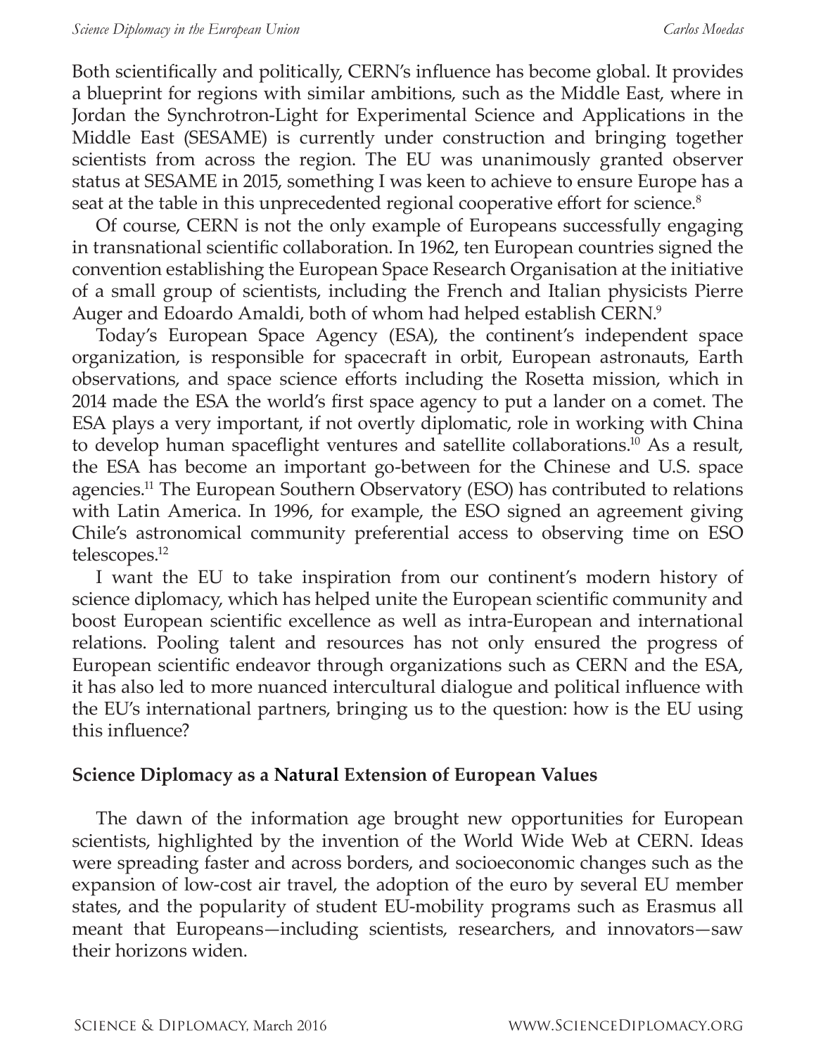Both scientifically and politically, CERN's influence has become global. It provides a blueprint for regions with similar ambitions, such as the Middle East, where in Jordan the Synchrotron-Light for Experimental Science and Applications in the Middle East (SESAME) is currently under construction and bringing together scientists from across the region. The EU was unanimously granted observer status at SESAME in 2015, something I was keen to achieve to ensure Europe has a seat at the table in this unprecedented regional cooperative effort for science.[8]

Of course, CERN is not the only example of Europeans successfully engaging in transnational scientific collaboration. In 1962, ten European countries signed the convention establishing the European Space Research Organisation at the initiative of a small group of scientists, including the French and Italian physicists Pierre Auger and Edoardo Amaldi, both of whom had helped establish CERN.[9]

Today's European Space Agency (ESA), the continent's independent space organization, is responsible for spacecraft in orbit, European astronauts, Earth observations, and space science efforts including the Rosetta mission, which in 2014 made the ESA the world's first space agency to put a lander on a comet. The ESA plays a very important, if not overtly diplomatic, role in working with China to develop human spaceflight ventures and satellite collaborations.[10] As a result, the ESA has become an important go-between for the Chinese and U.S. space agencies.[11] The European Southern Observatory (ESO) has contributed to relations with Latin America. In 1996, for example, the ESO signed an agreement giving Chile's astronomical community preferential access to observing time on ESO telescopes.[12]

I want the EU to take inspiration from our continent's modern history of science diplomacy, which has helped unite the European scientific community and boost European scientific excellence as well as intra-European and international relations. Pooling talent and resources has not only ensured the progress of European scientific endeavor through organizations such as CERN and the ESA, it has also led to more nuanced intercultural dialogue and political influence with the EU's international partners, bringing us to the question: how is the EU using this influence?

## Science Diplomacy as a Natural Extension of European Values

The dawn of the information age brought new opportunities for European scientists, highlighted by the invention of the World Wide Web at CERN. Ideas were spreading faster and across borders, and socioeconomic changes such as the expansion of low-cost air travel, the adoption of the euro by several EU member states, and the popularity of student EU-mobility programs such as Erasmus all meant that Europeans—including scientists, researchers, and innovators—saw their horizons widen.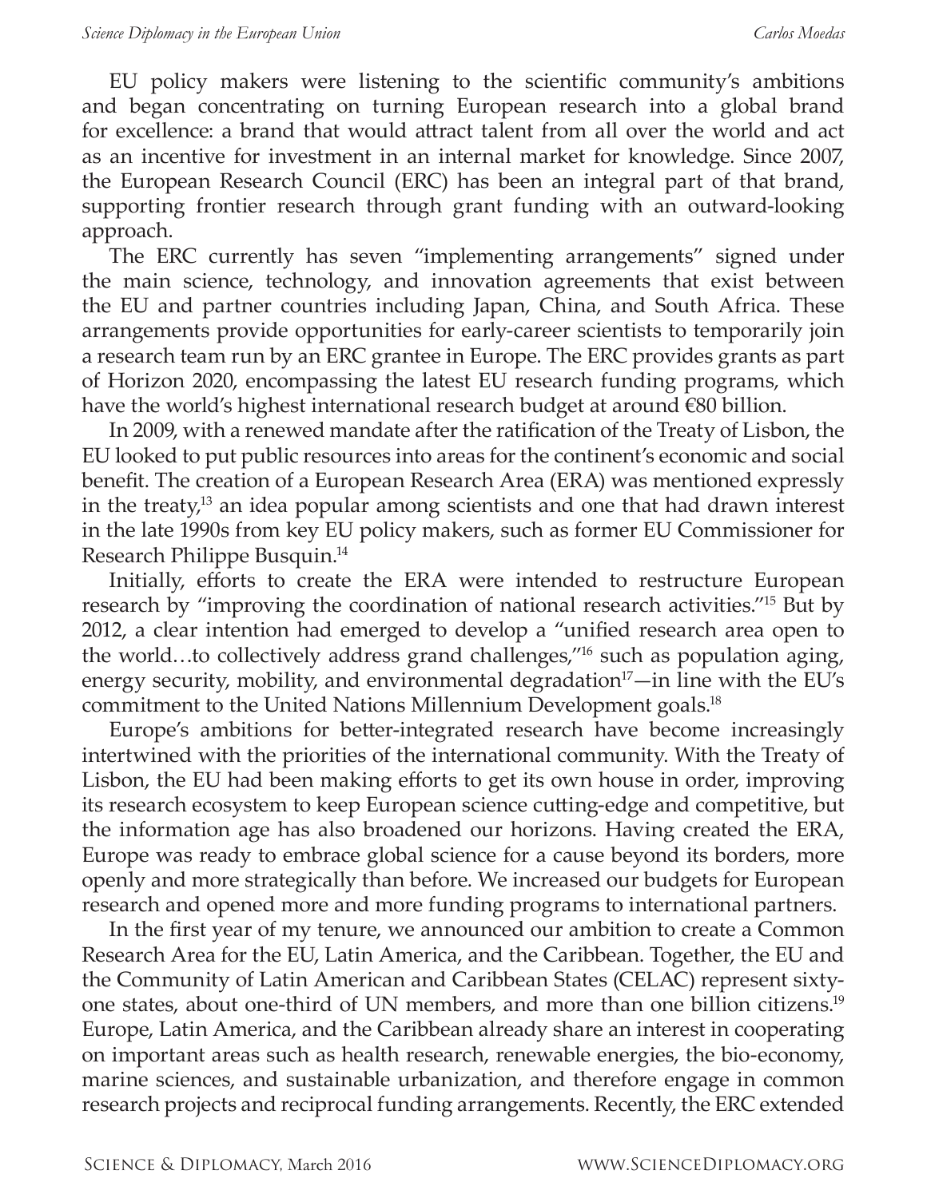EU policy makers were listening to the scientific community's ambitions and began concentrating on turning European research into a global brand for excellence: a brand that would attract talent from all over the world and act as an incentive for investment in an internal market for knowledge. Since 2007, the European Research Council (ERC) has been an integral part of that brand, supporting frontier research through grant funding with an outward-looking approach.

The ERC currently has seven "implementing arrangements" signed under the main science, technology, and innovation agreements that exist between the EU and partner countries including Japan, China, and South Africa. These arrangements provide opportunities for early-career scientists to temporarily join a research team run by an ERC grantee in Europe. The ERC provides grants as part of Horizon 2020, encompassing the latest EU research funding programs, which have the world's highest international research budget at around €80 billion.

In 2009, with a renewed mandate after the ratification of the Treaty of Lisbon, the EU looked to put public resources into areas for the continent's economic and social benefit. The creation of a European Research Area (ERA) was mentioned expressly in the treaty,[13] an idea popular among scientists and one that had drawn interest in the late 1990s from key EU policy makers, such as former EU Commissioner for Research Philippe Busquin.[14]

Initially, efforts to create the ERA were intended to restructure European research by "improving the coordination of national research activities."[15] But by 2012, a clear intention had emerged to develop a "unified research area open to the world…to collectively address grand challenges,"[16] such as population aging, energy security, mobility, and environmental degradation[17]—in line with the EU's commitment to the United Nations Millennium Development goals.[18]

Europe's ambitions for better-integrated research have become increasingly intertwined with the priorities of the international community. With the Treaty of Lisbon, the EU had been making efforts to get its own house in order, improving its research ecosystem to keep European science cutting-edge and competitive, but the information age has also broadened our horizons. Having created the ERA, Europe was ready to embrace global science for a cause beyond its borders, more openly and more strategically than before. We increased our budgets for European research and opened more and more funding programs to international partners.

In the first year of my tenure, we announced our ambition to create a Common Research Area for the EU, Latin America, and the Caribbean. Together, the EU and the Community of Latin American and Caribbean States (CELAC) represent sixty-one states, about one-third of UN members, and more than one billion citizens.[19] Europe, Latin America, and the Caribbean already share an interest in cooperating on important areas such as health research, renewable energies, the bio-economy, marine sciences, and sustainable urbanization, and therefore engage in common research projects and reciprocal funding arrangements. Recently, the ERC extended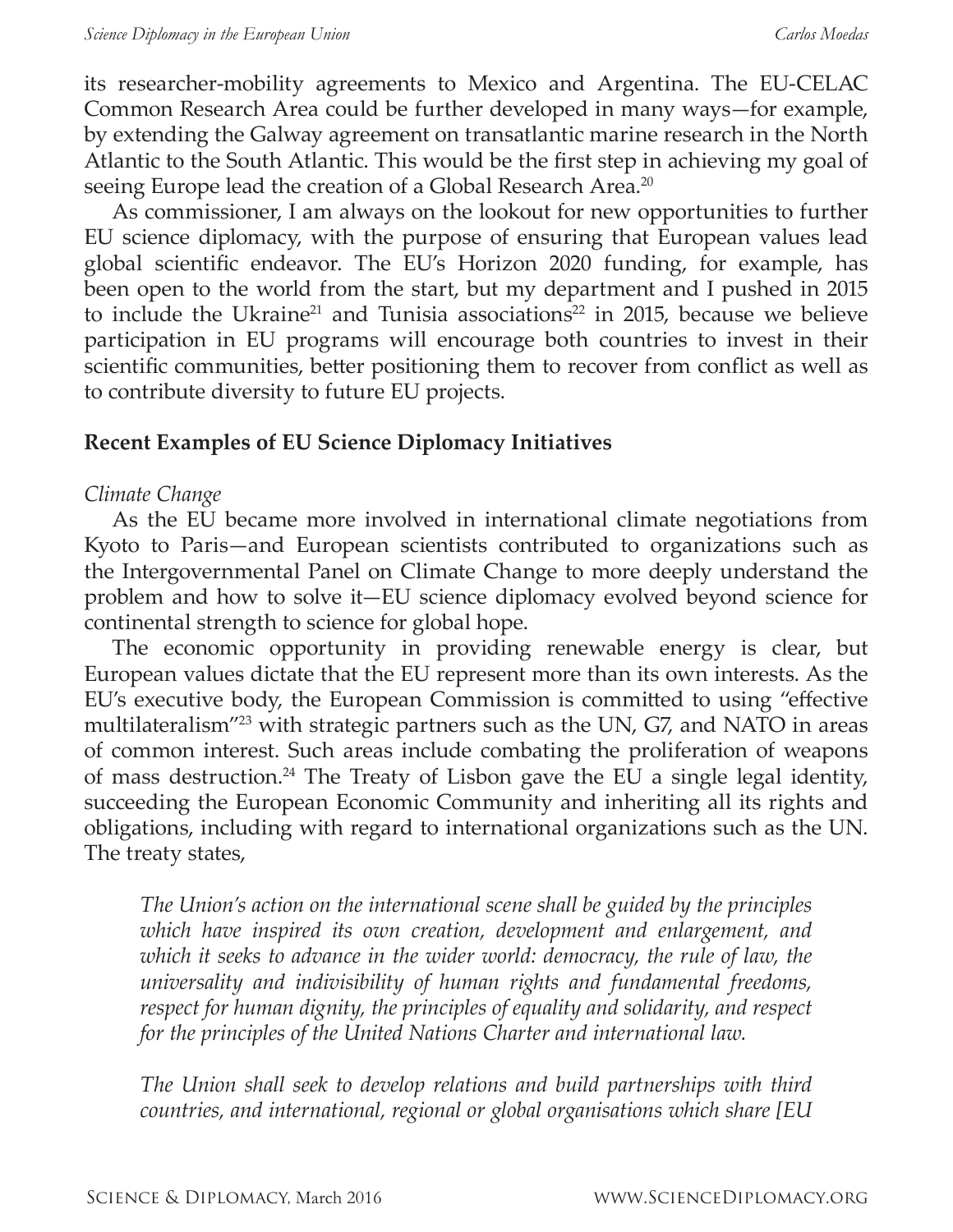its researcher-mobility agreements to Mexico and Argentina. The EU-CELAC Common Research Area could be further developed in many ways—for example, by extending the Galway agreement on transatlantic marine research in the North Atlantic to the South Atlantic. This would be the first step in achieving my goal of seeing Europe lead the creation of a Global Research Area.[20]

As commissioner, I am always on the lookout for new opportunities to further EU science diplomacy, with the purpose of ensuring that European values lead global scientific endeavor. The EU's Horizon 2020 funding, for example, has been open to the world from the start, but my department and I pushed in 2015 to include the Ukraine[21] and Tunisia associations[22] in 2015, because we believe participation in EU programs will encourage both countries to invest in their scientific communities, better positioning them to recover from conflict as well as to contribute diversity to future EU projects.

## Recent Examples of EU Science Diplomacy Initiatives

### *Climate Change*

As the EU became more involved in international climate negotiations from Kyoto to Paris—and European scientists contributed to organizations such as the Intergovernmental Panel on Climate Change to more deeply understand the problem and how to solve it—EU science diplomacy evolved beyond science for continental strength to science for global hope.

The economic opportunity in providing renewable energy is clear, but European values dictate that the EU represent more than its own interests. As the EU's executive body, the European Commission is committed to using "effective multilateralism"[23] with strategic partners such as the UN, G7, and NATO in areas of common interest. Such areas include combating the proliferation of weapons of mass destruction.[24] The Treaty of Lisbon gave the EU a single legal identity, succeeding the European Economic Community and inheriting all its rights and obligations, including with regard to international organizations such as the UN. The treaty states,

> *The Union's action on the international scene shall be guided by the principles which have inspired its own creation, development and enlargement, and which it seeks to advance in the wider world: democracy, the rule of law, the universality and indivisibility of human rights and fundamental freedoms, respect for human dignity, the principles of equality and solidarity, and respect for the principles of the United Nations Charter and international law.*
>
> *The Union shall seek to develop relations and build partnerships with third countries, and international, regional or global organisations which share [EU*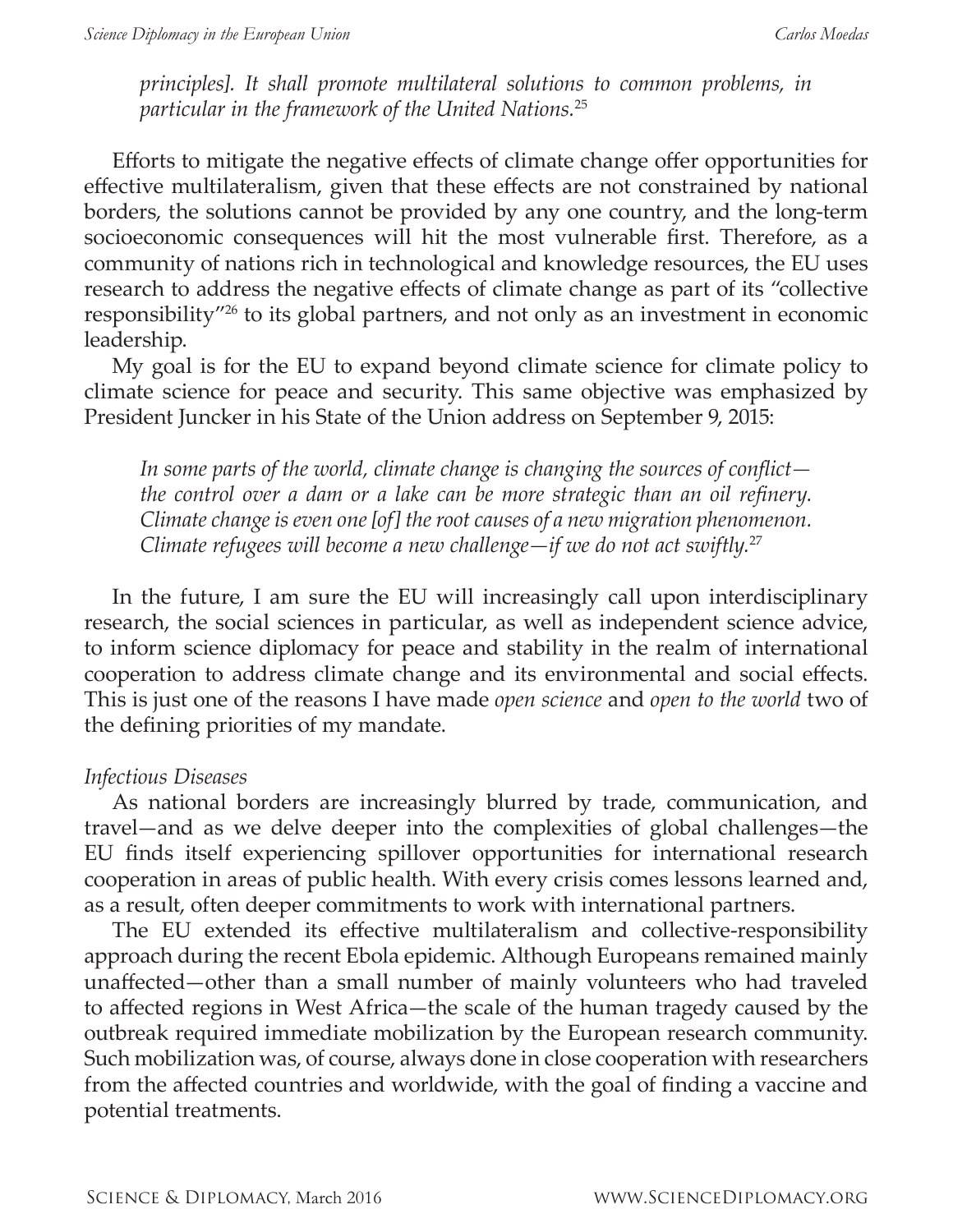*principles]. It shall promote multilateral solutions to common problems, in particular in the framework of the United Nations.*[25]

Efforts to mitigate the negative effects of climate change offer opportunities for effective multilateralism, given that these effects are not constrained by national borders, the solutions cannot be provided by any one country, and the long-term socioeconomic consequences will hit the most vulnerable first. Therefore, as a community of nations rich in technological and knowledge resources, the EU uses research to address the negative effects of climate change as part of its "collective responsibility"[26] to its global partners, and not only as an investment in economic leadership.

My goal is for the EU to expand beyond climate science for climate policy to climate science for peace and security. This same objective was emphasized by President Juncker in his State of the Union address on September 9, 2015:

> *In some parts of the world, climate change is changing the sources of conflict—the control over a dam or a lake can be more strategic than an oil refinery. Climate change is even one [of] the root causes of a new migration phenomenon. Climate refugees will become a new challenge—if we do not act swiftly.*[27]

In the future, I am sure the EU will increasingly call upon interdisciplinary research, the social sciences in particular, as well as independent science advice, to inform science diplomacy for peace and stability in the realm of international cooperation to address climate change and its environmental and social effects. This is just one of the reasons I have made *open science* and *open to the world* two of the defining priorities of my mandate.

*Infectious Diseases*

As national borders are increasingly blurred by trade, communication, and travel—and as we delve deeper into the complexities of global challenges—the EU finds itself experiencing spillover opportunities for international research cooperation in areas of public health. With every crisis comes lessons learned and, as a result, often deeper commitments to work with international partners.

The EU extended its effective multilateralism and collective-responsibility approach during the recent Ebola epidemic. Although Europeans remained mainly unaffected—other than a small number of mainly volunteers who had traveled to affected regions in West Africa—the scale of the human tragedy caused by the outbreak required immediate mobilization by the European research community. Such mobilization was, of course, always done in close cooperation with researchers from the affected countries and worldwide, with the goal of finding a vaccine and potential treatments.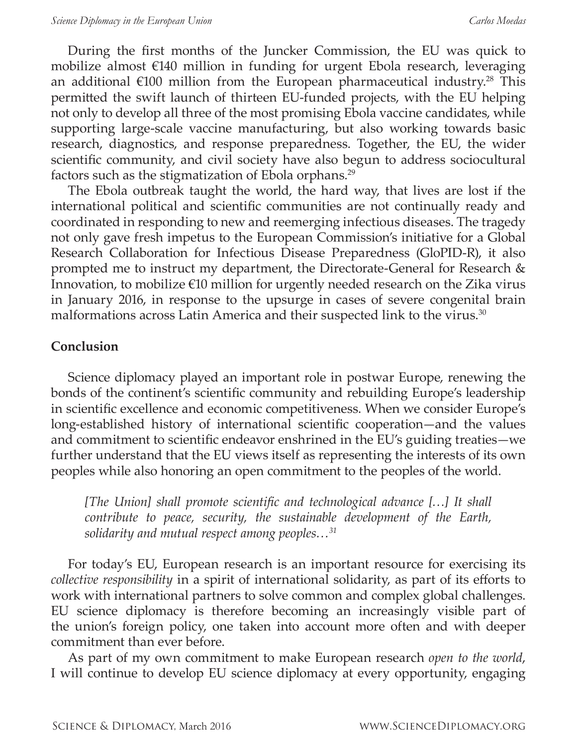During the first months of the Juncker Commission, the EU was quick to mobilize almost €140 million in funding for urgent Ebola research, leveraging an additional €100 million from the European pharmaceutical industry.[28] This permitted the swift launch of thirteen EU-funded projects, with the EU helping not only to develop all three of the most promising Ebola vaccine candidates, while supporting large-scale vaccine manufacturing, but also working towards basic research, diagnostics, and response preparedness. Together, the EU, the wider scientific community, and civil society have also begun to address sociocultural factors such as the stigmatization of Ebola orphans.[29]

The Ebola outbreak taught the world, the hard way, that lives are lost if the international political and scientific communities are not continually ready and coordinated in responding to new and reemerging infectious diseases. The tragedy not only gave fresh impetus to the European Commission's initiative for a Global Research Collaboration for Infectious Disease Preparedness (GloPID-R), it also prompted me to instruct my department, the Directorate-General for Research & Innovation, to mobilize €10 million for urgently needed research on the Zika virus in January 2016, in response to the upsurge in cases of severe congenital brain malformations across Latin America and their suspected link to the virus.[30]

## Conclusion

Science diplomacy played an important role in postwar Europe, renewing the bonds of the continent's scientific community and rebuilding Europe's leadership in scientific excellence and economic competitiveness. When we consider Europe's long-established history of international scientific cooperation—and the values and commitment to scientific endeavor enshrined in the EU's guiding treaties—we further understand that the EU views itself as representing the interests of its own peoples while also honoring an open commitment to the peoples of the world.

> *[The Union] shall promote scientific and technological advance […] It shall contribute to peace, security, the sustainable development of the Earth, solidarity and mutual respect among peoples…*[31]

For today's EU, European research is an important resource for exercising its *collective responsibility* in a spirit of international solidarity, as part of its efforts to work with international partners to solve common and complex global challenges. EU science diplomacy is therefore becoming an increasingly visible part of the union's foreign policy, one taken into account more often and with deeper commitment than ever before.

As part of my own commitment to make European research *open to the world*, I will continue to develop EU science diplomacy at every opportunity, engaging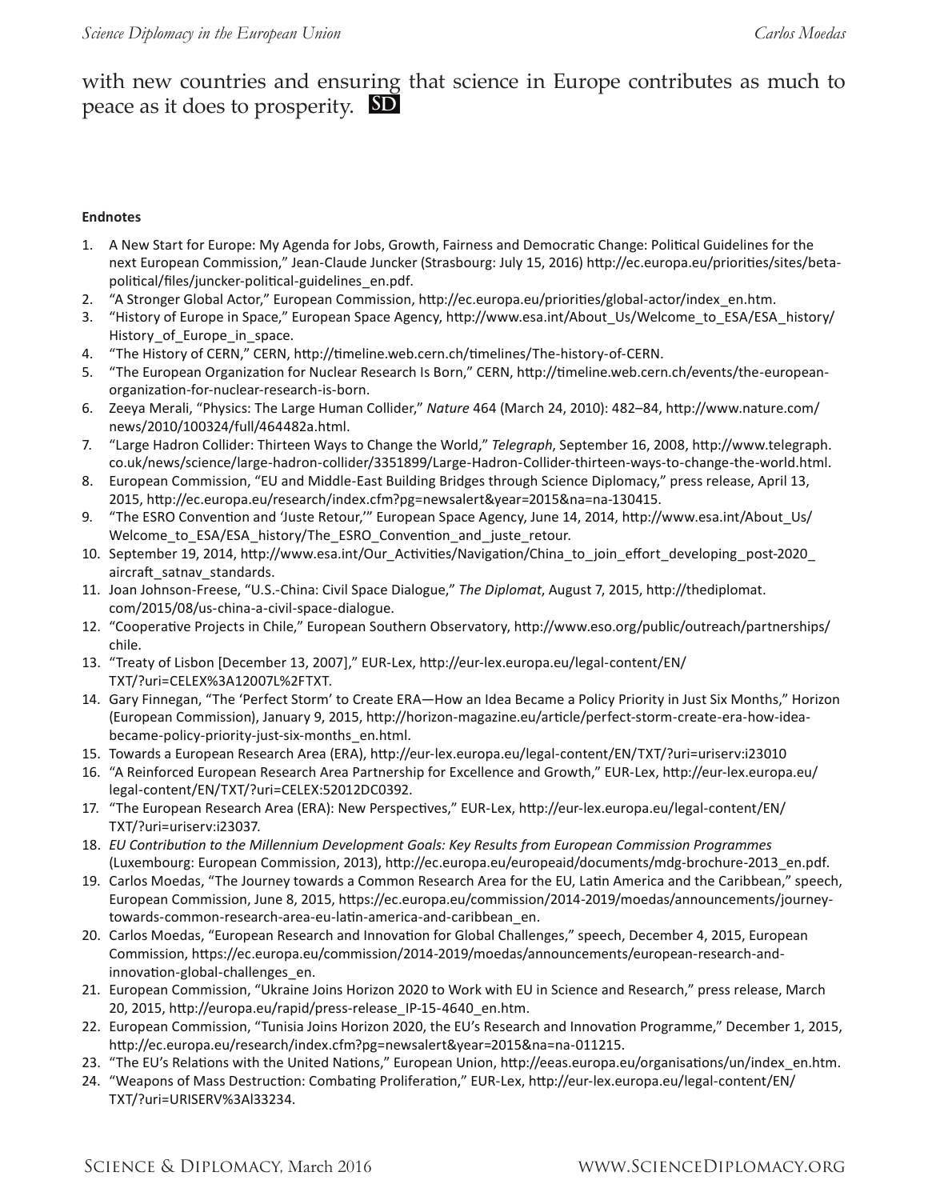with new countries and ensuring that science in Europe contributes as much to peace as it does to prosperity. **SD**

**Endnotes**

1. A New Start for Europe: My Agenda for Jobs, Growth, Fairness and Democratic Change: Political Guidelines for the next European Commission," Jean-Claude Juncker (Strasbourg: July 15, 2016) http://ec.europa.eu/priorities/sites/beta-political/files/juncker-political-guidelines_en.pdf.
2. "A Stronger Global Actor," European Commission, http://ec.europa.eu/priorities/global-actor/index_en.htm.
3. "History of Europe in Space," European Space Agency, http://www.esa.int/About_Us/Welcome_to_ESA/ESA_history/History_of_Europe_in_space.
4. "The History of CERN," CERN, http://timeline.web.cern.ch/timelines/The-history-of-CERN.
5. "The European Organization for Nuclear Research Is Born," CERN, http://timeline.web.cern.ch/events/the-european-organization-for-nuclear-research-is-born.
6. Zeeya Merali, "Physics: The Large Human Collider," *Nature* 464 (March 24, 2010): 482–84, http://www.nature.com/news/2010/100324/full/464482a.html.
7. "Large Hadron Collider: Thirteen Ways to Change the World," *Telegraph*, September 16, 2008, http://www.telegraph.co.uk/news/science/large-hadron-collider/3351899/Large-Hadron-Collider-thirteen-ways-to-change-the-world.html.
8. European Commission, "EU and Middle-East Building Bridges through Science Diplomacy," press release, April 13, 2015, http://ec.europa.eu/research/index.cfm?pg=newsalert&year=2015&na=na-130415.
9. "The ESRO Convention and 'Juste Retour,'" European Space Agency, June 14, 2014, http://www.esa.int/About_Us/Welcome_to_ESA/ESA_history/The_ESRO_Convention_and_juste_retour.
10. September 19, 2014, http://www.esa.int/Our_Activities/Navigation/China_to_join_effort_developing_post-2020_aircraft_satnav_standards.
11. Joan Johnson-Freese, "U.S.-China: Civil Space Dialogue," *The Diplomat*, August 7, 2015, http://thediplomat.com/2015/08/us-china-a-civil-space-dialogue.
12. "Cooperative Projects in Chile," European Southern Observatory, http://www.eso.org/public/outreach/partnerships/chile.
13. "Treaty of Lisbon [December 13, 2007]," EUR-Lex, http://eur-lex.europa.eu/legal-content/EN/TXT/?uri=CELEX%3A12007L%2FTXT.
14. Gary Finnegan, "The 'Perfect Storm' to Create ERA—How an Idea Became a Policy Priority in Just Six Months," Horizon (European Commission), January 9, 2015, http://horizon-magazine.eu/article/perfect-storm-create-era-how-idea-became-policy-priority-just-six-months_en.html.
15. Towards a European Research Area (ERA), http://eur-lex.europa.eu/legal-content/EN/TXT/?uri=uriserv:i23010
16. "A Reinforced European Research Area Partnership for Excellence and Growth," EUR-Lex, http://eur-lex.europa.eu/legal-content/EN/TXT/?uri=CELEX:52012DC0392.
17. "The European Research Area (ERA): New Perspectives," EUR-Lex, http://eur-lex.europa.eu/legal-content/EN/TXT/?uri=uriserv:i23037.
18. *EU Contribution to the Millennium Development Goals: Key Results from European Commission Programmes* (Luxembourg: European Commission, 2013), http://ec.europa.eu/europeaid/documents/mdg-brochure-2013_en.pdf.
19. Carlos Moedas, "The Journey towards a Common Research Area for the EU, Latin America and the Caribbean," speech, European Commission, June 8, 2015, https://ec.europa.eu/commission/2014-2019/moedas/announcements/journey-towards-common-research-area-eu-latin-america-and-caribbean_en.
20. Carlos Moedas, "European Research and Innovation for Global Challenges," speech, December 4, 2015, European Commission, https://ec.europa.eu/commission/2014-2019/moedas/announcements/european-research-and-innovation-global-challenges_en.
21. European Commission, "Ukraine Joins Horizon 2020 to Work with EU in Science and Research," press release, March 20, 2015, http://europa.eu/rapid/press-release_IP-15-4640_en.htm.
22. European Commission, "Tunisia Joins Horizon 2020, the EU's Research and Innovation Programme," December 1, 2015, http://ec.europa.eu/research/index.cfm?pg=newsalert&year=2015&na=na-011215.
23. "The EU's Relations with the United Nations," European Union, http://eeas.europa.eu/organisations/un/index_en.htm.
24. "Weapons of Mass Destruction: Combating Proliferation," EUR-Lex, http://eur-lex.europa.eu/legal-content/EN/TXT/?uri=URISERV%3Al33234.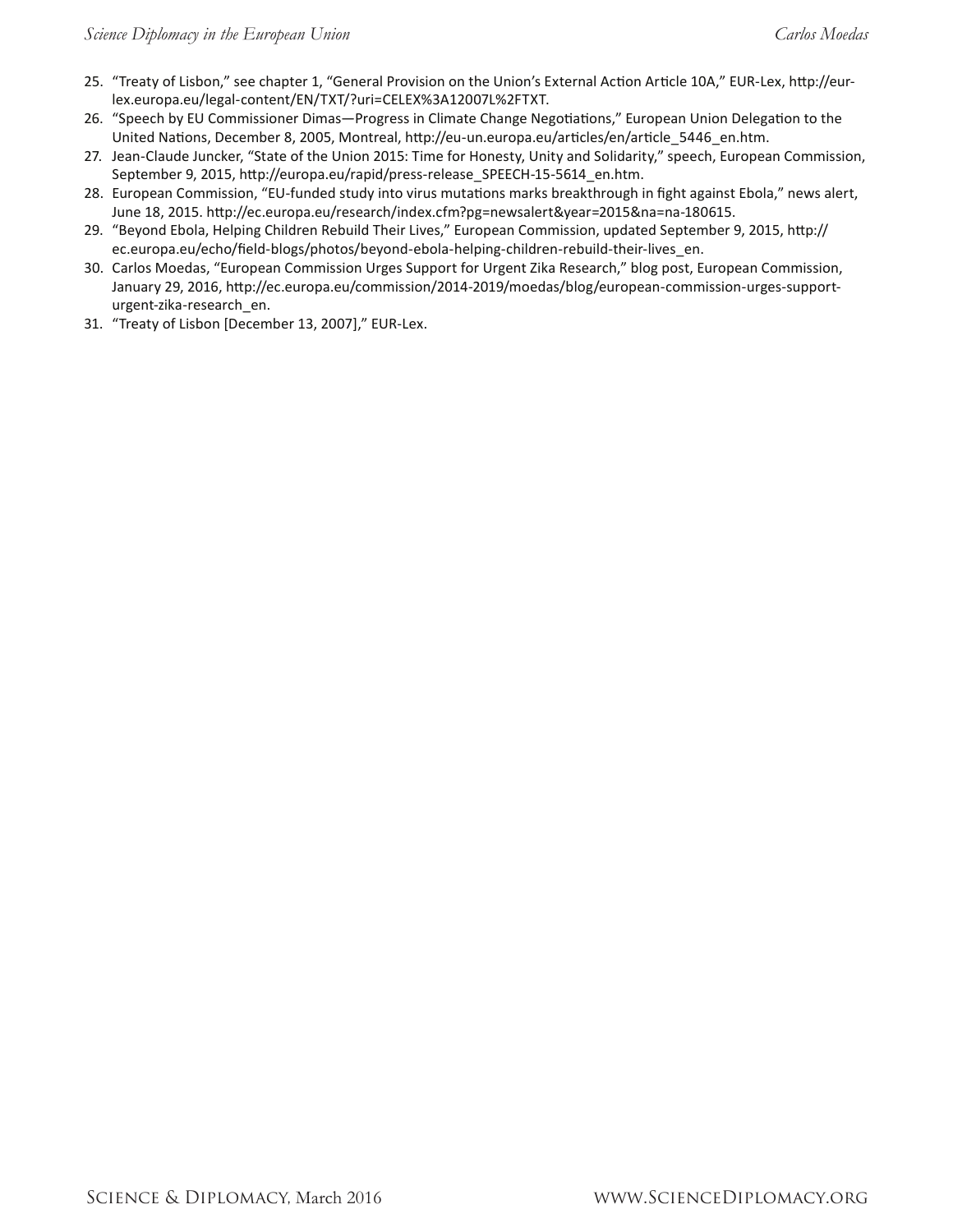25. "Treaty of Lisbon," see chapter 1, "General Provision on the Union's External Action Article 10A," EUR-Lex, http://eur-lex.europa.eu/legal-content/EN/TXT/?uri=CELEX%3A12007L%2FTXT.
26. "Speech by EU Commissioner Dimas—Progress in Climate Change Negotiations," European Union Delegation to the United Nations, December 8, 2005, Montreal, http://eu-un.europa.eu/articles/en/article_5446_en.htm.
27. Jean-Claude Juncker, "State of the Union 2015: Time for Honesty, Unity and Solidarity," speech, European Commission, September 9, 2015, http://europa.eu/rapid/press-release_SPEECH-15-5614_en.htm.
28. European Commission, "EU-funded study into virus mutations marks breakthrough in fight against Ebola," news alert, June 18, 2015. http://ec.europa.eu/research/index.cfm?pg=newsalert&year=2015&na=na-180615.
29. "Beyond Ebola, Helping Children Rebuild Their Lives," European Commission, updated September 9, 2015, http://ec.europa.eu/echo/field-blogs/photos/beyond-ebola-helping-children-rebuild-their-lives_en.
30. Carlos Moedas, "European Commission Urges Support for Urgent Zika Research," blog post, European Commission, January 29, 2016, http://ec.europa.eu/commission/2014-2019/moedas/blog/european-commission-urges-support-urgent-zika-research_en.
31. "Treaty of Lisbon [December 13, 2007]," EUR-Lex.